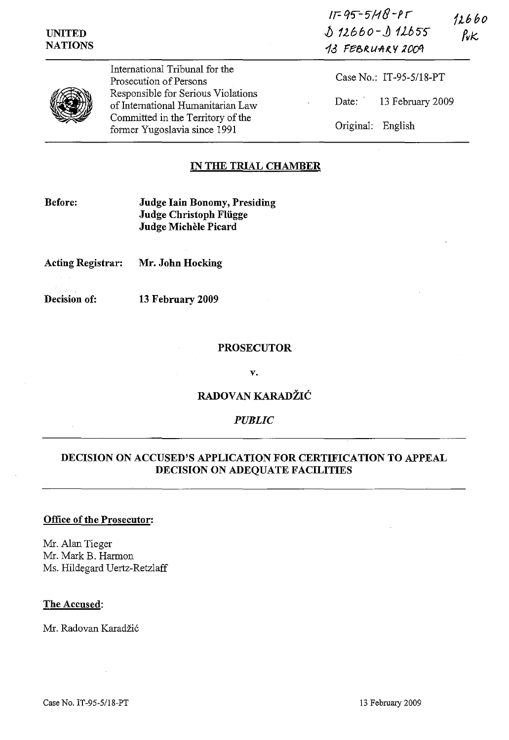IT-95-5/18-PT
D 12660 - D 12655
13 FEBRUARY 2009

12660
PvK

UNITED NATIONS

International Tribunal for the Prosecution of Persons Responsible for Serious Violations of International Humanitarian Law Committed in the Territory of the former Yugoslavia since 1991

Case No.: IT-95-5/18-PT

Date: 13 February 2009

Original: English

## IN THE TRIAL CHAMBER

**Before:** **Judge Iain Bonomy, Presiding**
**Judge Christoph Flügge**
**Judge Michèle Picard**

**Acting Registrar:** **Mr. John Hocking**

**Decision of:** **13 February 2009**

**PROSECUTOR**

**v.**

**RADOVAN KARADŽIĆ**

***PUBLIC***

## DECISION ON ACCUSED'S APPLICATION FOR CERTIFICATION TO APPEAL DECISION ON ADEQUATE FACILITIES

**Office of the Prosecutor:**

Mr. Alan Tieger
Mr. Mark B. Harmon
Ms. Hildegard Uertz-Retzlaff

**The Accused:**

Mr. Radovan Karadžić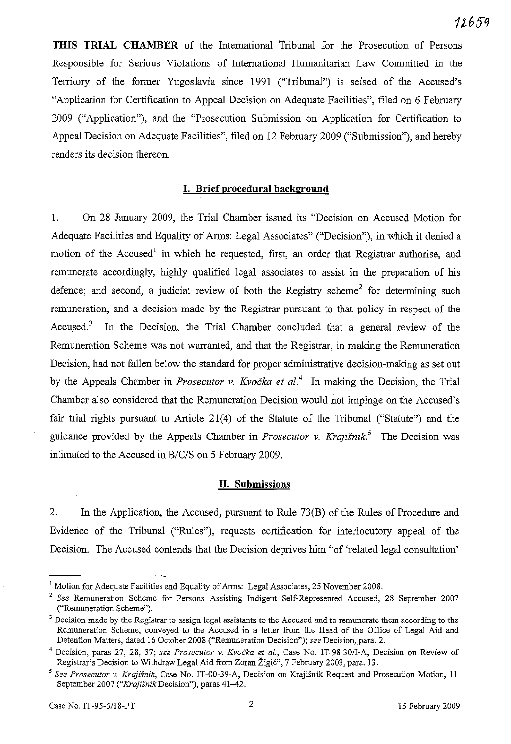**THIS TRIAL CHAMBER** of the International Tribunal for the Prosecution of Persons Responsible for Serious Violations of International Humanitarian Law Committed in the Territory of the former Yugoslavia since 1991 ("Tribunal") is seised of the Accused's "Application for Certification to Appeal Decision on Adequate Facilities", filed on 6 February 2009 ("Application"), and the "Prosecution Submission on Application for Certification to Appeal Decision on Adequate Facilities", filed on 12 February 2009 ("Submission"), and hereby renders its decision thereon.

## I. Brief procedural background

1. On 28 January 2009, the Trial Chamber issued its "Decision on Accused Motion for Adequate Facilities and Equality of Arms: Legal Associates" ("Decision"), in which it denied a motion of the Accused[1] in which he requested, first, an order that Registrar authorise, and remunerate accordingly, highly qualified legal associates to assist in the preparation of his defence; and second, a judicial review of both the Registry scheme[2] for determining such remuneration, and a decision made by the Registrar pursuant to that policy in respect of the Accused.[3] In the Decision, the Trial Chamber concluded that a general review of the Remuneration Scheme was not warranted, and that the Registrar, in making the Remuneration Decision, had not fallen below the standard for proper administrative decision-making as set out by the Appeals Chamber in *Prosecutor v. Kvočka et al.*[4] In making the Decision, the Trial Chamber also considered that the Remuneration Decision would not impinge on the Accused's fair trial rights pursuant to Article 21(4) of the Statute of the Tribunal ("Statute") and the guidance provided by the Appeals Chamber in *Prosecutor v. Krajišnik.*[5] The Decision was intimated to the Accused in B/C/S on 5 February 2009.

## II. Submissions

2. In the Application, the Accused, pursuant to Rule 73(B) of the Rules of Procedure and Evidence of the Tribunal ("Rules"), requests certification for interlocutory appeal of the Decision. The Accused contends that the Decision deprives him "of 'related legal consultation'

---

[1] Motion for Adequate Facilities and Equality of Arms: Legal Associates, 25 November 2008.

[2] *See* Remuneration Scheme for Persons Assisting Indigent Self-Represented Accused, 28 September 2007 ("Remuneration Scheme").

[3] Decision made by the Registrar to assign legal assistants to the Accused and to remunerate them according to the Remuneration Scheme, conveyed to the Accused in a letter from the Head of the Office of Legal Aid and Detention Matters, dated 16 October 2008 ("Remuneration Decision"); *see* Decision, para. 2.

[4] Decision, paras 27, 28, 37; *see Prosecutor v. Kvočka et al.*, Case No. IT-98-30/I-A, Decision on Review of Registrar's Decision to Withdraw Legal Aid from Zoran Žigić", 7 February 2003, para. 13.

[5] *See Prosecutor v. Krajišnik*, Case No. IT-00-39-A, Decision on Krajišnik Request and Prosecution Motion, 11 September 2007 ("*Krajišnik* Decision"), paras 41–42.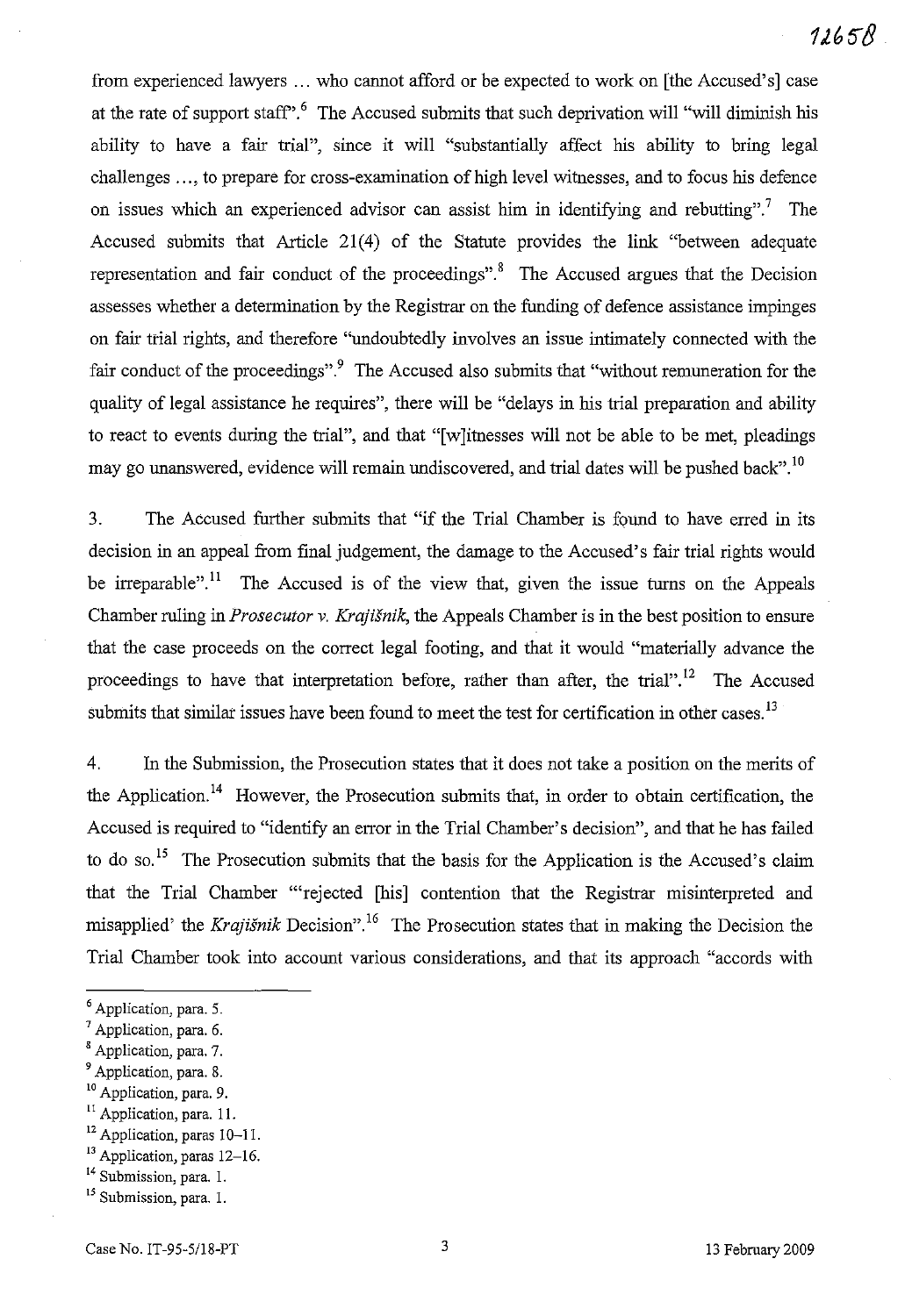from experienced lawyers … who cannot afford or be expected to work on [the Accused's] case at the rate of support staff".[6] The Accused submits that such deprivation will "will diminish his ability to have a fair trial", since it will "substantially affect his ability to bring legal challenges …, to prepare for cross-examination of high level witnesses, and to focus his defence on issues which an experienced advisor can assist him in identifying and rebutting".[7] The Accused submits that Article 21(4) of the Statute provides the link "between adequate representation and fair conduct of the proceedings".[8] The Accused argues that the Decision assesses whether a determination by the Registrar on the funding of defence assistance impinges on fair trial rights, and therefore "undoubtedly involves an issue intimately connected with the fair conduct of the proceedings".[9] The Accused also submits that "without remuneration for the quality of legal assistance he requires", there will be "delays in his trial preparation and ability to react to events during the trial", and that "[w]itnesses will not be able to be met, pleadings may go unanswered, evidence will remain undiscovered, and trial dates will be pushed back".[10]

3. The Accused further submits that "if the Trial Chamber is found to have erred in its decision in an appeal from final judgement, the damage to the Accused's fair trial rights would be irreparable".[11] The Accused is of the view that, given the issue turns on the Appeals Chamber ruling in *Prosecutor v. Krajišnik*, the Appeals Chamber is in the best position to ensure that the case proceeds on the correct legal footing, and that it would "materially advance the proceedings to have that interpretation before, rather than after, the trial".[12] The Accused submits that similar issues have been found to meet the test for certification in other cases.[13]

4. In the Submission, the Prosecution states that it does not take a position on the merits of the Application.[14] However, the Prosecution submits that, in order to obtain certification, the Accused is required to "identify an error in the Trial Chamber's decision", and that he has failed to do so.[15] The Prosecution submits that the basis for the Application is the Accused's claim that the Trial Chamber "'rejected [his] contention that the Registrar misinterpreted and misapplied' the *Krajišnik* Decision".[16] The Prosecution states that in making the Decision the Trial Chamber took into account various considerations, and that its approach "accords with

---

[6] Application, para. 5.
[7] Application, para. 6.
[8] Application, para. 7.
[9] Application, para. 8.
[10] Application, para. 9.
[11] Application, para. 11.
[12] Application, paras 10–11.
[13] Application, paras 12–16.
[14] Submission, para. 1.
[15] Submission, para. 1.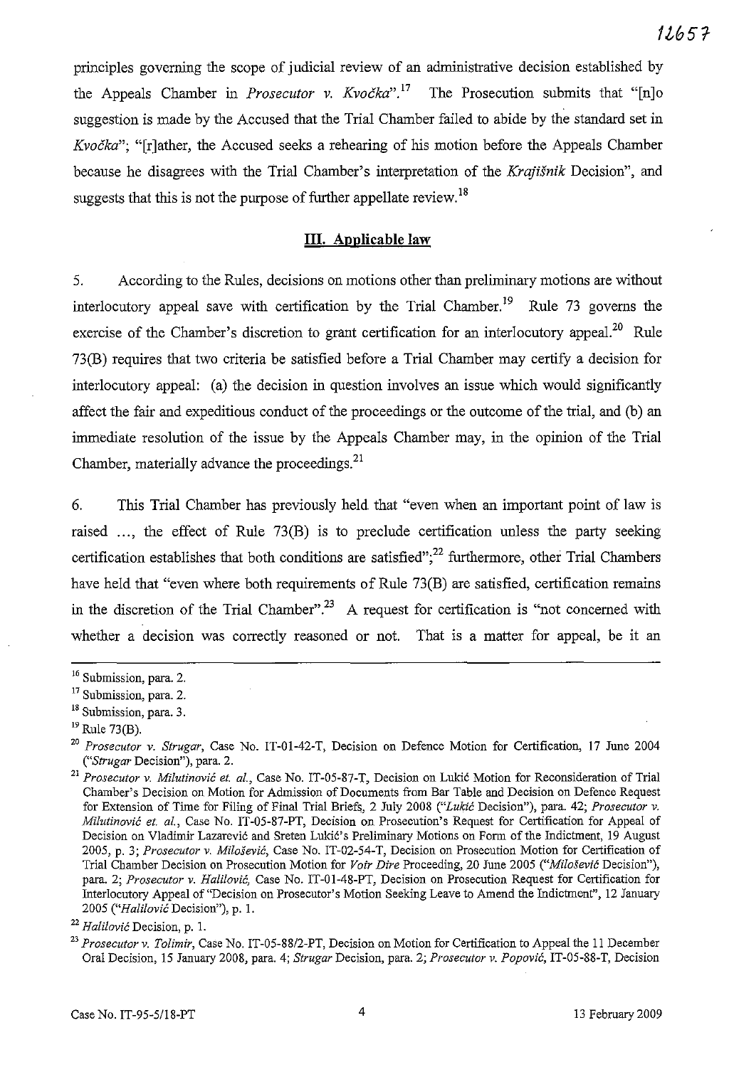principles governing the scope of judicial review of an administrative decision established by the Appeals Chamber in *Prosecutor v. Kvočka*".[17] The Prosecution submits that "[n]o suggestion is made by the Accused that the Trial Chamber failed to abide by the standard set in *Kvočka*"; "[r]ather, the Accused seeks a rehearing of his motion before the Appeals Chamber because he disagrees with the Trial Chamber's interpretation of the *Krajišnik* Decision", and suggests that this is not the purpose of further appellate review.[18]

## III. Applicable law

5. According to the Rules, decisions on motions other than preliminary motions are without interlocutory appeal save with certification by the Trial Chamber.[19] Rule 73 governs the exercise of the Chamber's discretion to grant certification for an interlocutory appeal.[20] Rule 73(B) requires that two criteria be satisfied before a Trial Chamber may certify a decision for interlocutory appeal: (a) the decision in question involves an issue which would significantly affect the fair and expeditious conduct of the proceedings or the outcome of the trial, and (b) an immediate resolution of the issue by the Appeals Chamber may, in the opinion of the Trial Chamber, materially advance the proceedings.[21]

6. This Trial Chamber has previously held that "even when an important point of law is raised ..., the effect of Rule 73(B) is to preclude certification unless the party seeking certification establishes that both conditions are satisfied";[22] furthermore, other Trial Chambers have held that "even where both requirements of Rule 73(B) are satisfied, certification remains in the discretion of the Trial Chamber".[23] A request for certification is "not concerned with whether a decision was correctly reasoned or not. That is a matter for appeal, be it an

---

[16] Submission, para. 2.

[17] Submission, para. 2.

[18] Submission, para. 3.

[19] Rule 73(B).

[20] *Prosecutor v. Strugar*, Case No. IT-01-42-T, Decision on Defence Motion for Certification, 17 June 2004 ("*Strugar* Decision"), para. 2.

[21] *Prosecutor v. Milutinović et. al.*, Case No. IT-05-87-T, Decision on Lukić Motion for Reconsideration of Trial Chamber's Decision on Motion for Admission of Documents from Bar Table and Decision on Defence Request for Extension of Time for Filing of Final Trial Briefs, 2 July 2008 ("*Lukić* Decision"), para. 42; *Prosecutor v. Milutinović et. al.*, Case No. IT-05-87-PT, Decision on Prosecution's Request for Certification for Appeal of Decision on Vladimir Lazarević and Sreten Lukić's Preliminary Motions on Form of the Indictment, 19 August 2005, p. 3; *Prosecutor v. Milošević*, Case No. IT-02-54-T, Decision on Prosecution Motion for Certification of Trial Chamber Decision on Prosecution Motion for *Voir Dire* Proceeding, 20 June 2005 ("*Milošević* Decision"), para. 2; *Prosecutor v. Halilović*, Case No. IT-01-48-PT, Decision on Prosecution Request for Certification for Interlocutory Appeal of "Decision on Prosecutor's Motion Seeking Leave to Amend the Indictment", 12 January 2005 ("*Halilović* Decision"), p. 1.

[22] *Halilović* Decision, p. 1.

[23] *Prosecutor v. Tolimir*, Case No. IT-05-88/2-PT, Decision on Motion for Certification to Appeal the 11 December Oral Decision, 15 January 2008, para. 4; *Strugar* Decision, para. 2; *Prosecutor v. Popović*, IT-05-88-T, Decision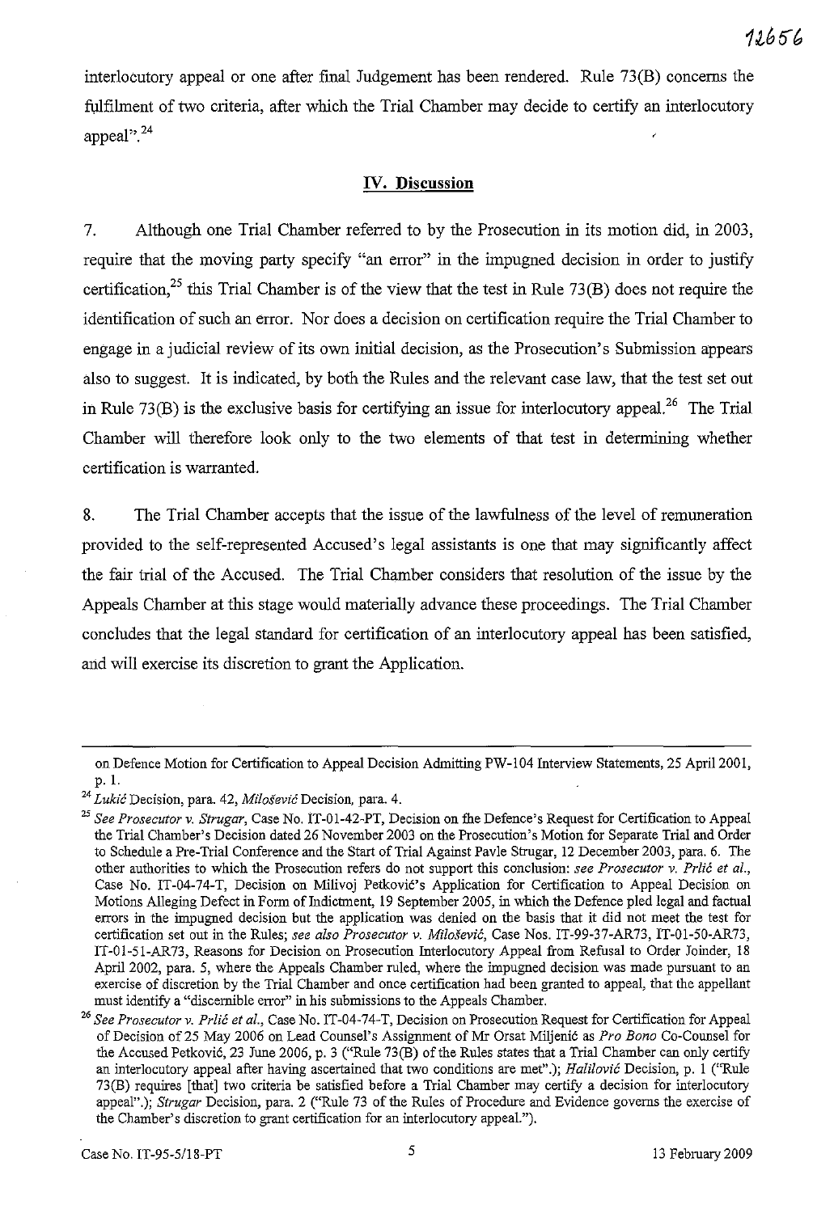interlocutory appeal or one after final Judgement has been rendered. Rule 73(B) concerns the fulfilment of two criteria, after which the Trial Chamber may decide to certify an interlocutory appeal".[24]

## IV. Discussion

7. Although one Trial Chamber referred to by the Prosecution in its motion did, in 2003, require that the moving party specify "an error" in the impugned decision in order to justify certification,[25] this Trial Chamber is of the view that the test in Rule 73(B) does not require the identification of such an error. Nor does a decision on certification require the Trial Chamber to engage in a judicial review of its own initial decision, as the Prosecution's Submission appears also to suggest. It is indicated, by both the Rules and the relevant case law, that the test set out in Rule 73(B) is the exclusive basis for certifying an issue for interlocutory appeal.[26] The Trial Chamber will therefore look only to the two elements of that test in determining whether certification is warranted.

8. The Trial Chamber accepts that the issue of the lawfulness of the level of remuneration provided to the self-represented Accused's legal assistants is one that may significantly affect the fair trial of the Accused. The Trial Chamber considers that resolution of the issue by the Appeals Chamber at this stage would materially advance these proceedings. The Trial Chamber concludes that the legal standard for certification of an interlocutory appeal has been satisfied, and will exercise its discretion to grant the Application.

---

on Defence Motion for Certification to Appeal Decision Admitting PW-104 Interview Statements, 25 April 2001, p. 1.

[24] *Lukić* Decision, para. 42, *Milošević* Decision, para. 4.

[25] *See Prosecutor v. Strugar*, Case No. IT-01-42-PT, Decision on the Defence's Request for Certification to Appeal the Trial Chamber's Decision dated 26 November 2003 on the Prosecution's Motion for Separate Trial and Order to Schedule a Pre-Trial Conference and the Start of Trial Against Pavle Strugar, 12 December 2003, para. 6. The other authorities to which the Prosecution refers do not support this conclusion: *see Prosecutor v. Prlić et al.*, Case No. IT-04-74-T, Decision on Milivoj Petković's Application for Certification to Appeal Decision on Motions Alleging Defect in Form of Indictment, 19 September 2005, in which the Defence pled legal and factual errors in the impugned decision but the application was denied on the basis that it did not meet the test for certification set out in the Rules; *see also Prosecutor v. Milošević*, Case Nos. IT-99-37-AR73, IT-01-50-AR73, IT-01-51-AR73, Reasons for Decision on Prosecution Interlocutory Appeal from Refusal to Order Joinder, 18 April 2002, para. 5, where the Appeals Chamber ruled, where the impugned decision was made pursuant to an exercise of discretion by the Trial Chamber and once certification had been granted to appeal, that the appellant must identify a "discernible error" in his submissions to the Appeals Chamber.

[26] *See Prosecutor v. Prlić et al.*, Case No. IT-04-74-T, Decision on Prosecution Request for Certification for Appeal of Decision of 25 May 2006 on Lead Counsel's Assignment of Mr Orsat Miljenić as *Pro Bono* Co-Counsel for the Accused Petković, 23 June 2006, p. 3 ("Rule 73(B) of the Rules states that a Trial Chamber can only certify an interlocutory appeal after having ascertained that two conditions are met".); *Halilović* Decision, p. 1 ("Rule 73(B) requires [that] two criteria be satisfied before a Trial Chamber may certify a decision for interlocutory appeal".); *Strugar* Decision, para. 2 ("Rule 73 of the Rules of Procedure and Evidence governs the exercise of the Chamber's discretion to grant certification for an interlocutory appeal.").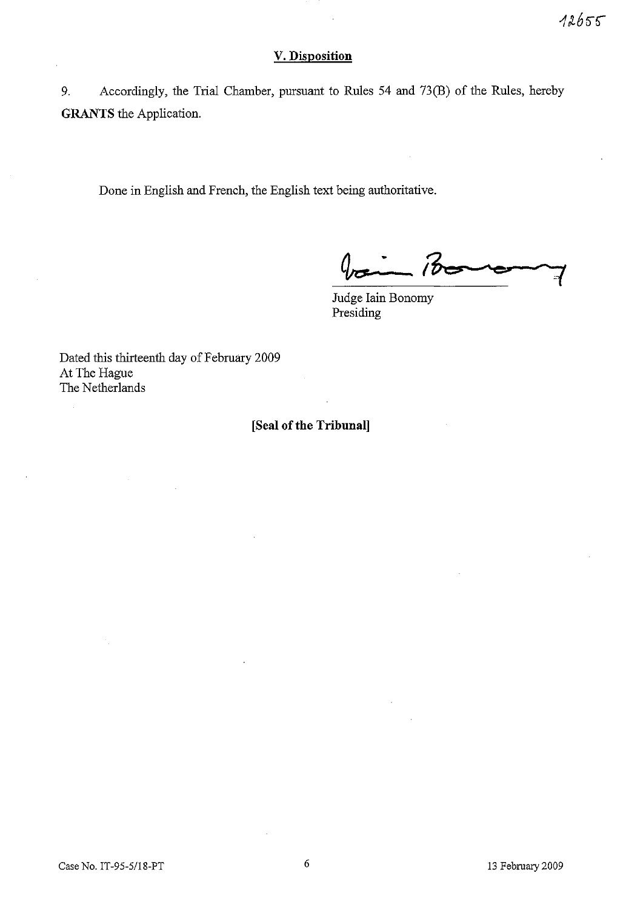## V. Disposition

9. Accordingly, the Trial Chamber, pursuant to Rules 54 and 73(B) of the Rules, hereby **GRANTS** the Application.

Done in English and French, the English text being authoritative.

Judge Iain Bonomy
Presiding

Dated this thirteenth day of February 2009
At The Hague
The Netherlands

**[Seal of the Tribunal]**